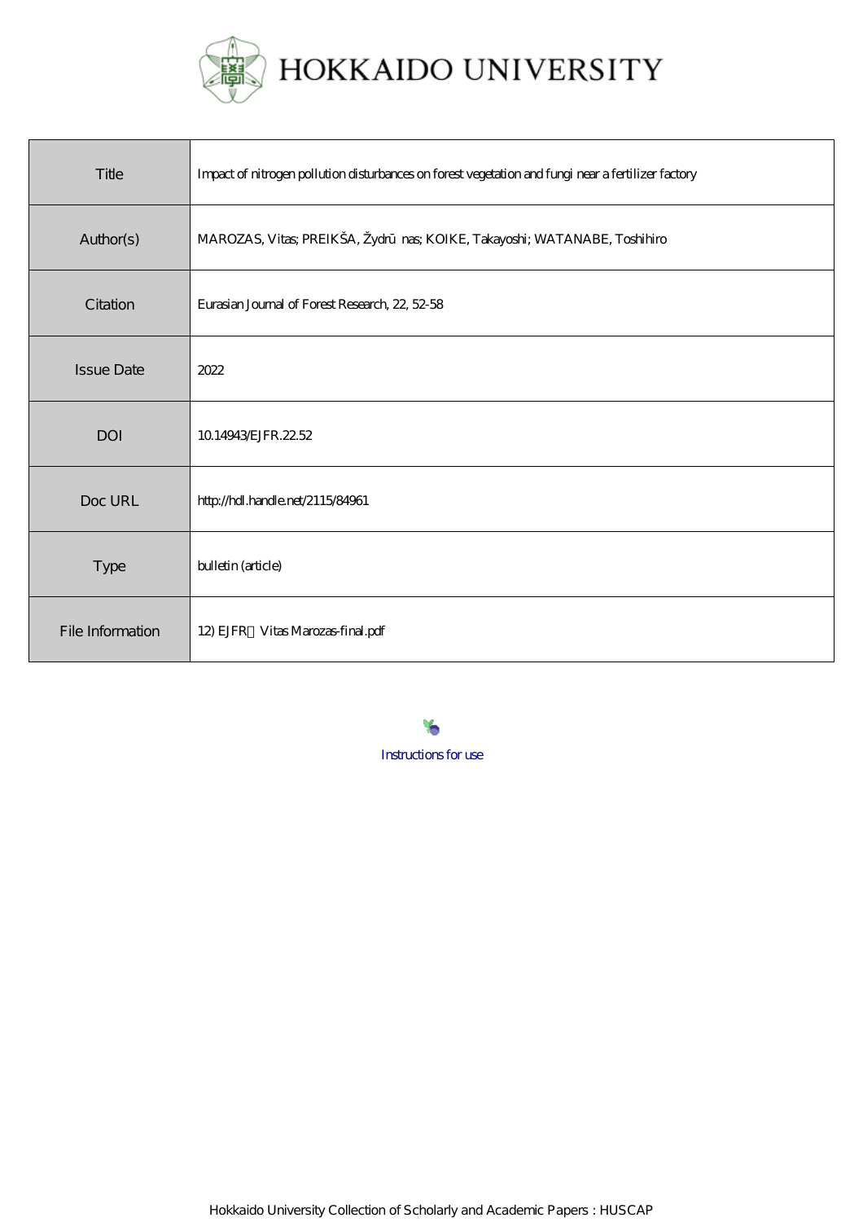# HOKKAIDO UNIVERSITY

| | |
|---|---|
| Title | Impact of nitrogen pollution disturbances on forest vegetation and fungi near a fertilizer factory |
| Author(s) | MAROZAS, Vitas; PREIKŠA, Žydrū nas; KOIKE, Takayoshi; WATANABE, Toshihiro |
| Citation | Eurasian Journal of Forest Research, 22, 52-58 |
| Issue Date | 2022 |
| DOI | 10.14943/EJFR.22.52 |
| Doc URL | http://hdl.handle.net/2115/84961 |
| Type | bulletin (article) |
| File Information | 12) EJFR Vitas Marozas-final.pdf |

Instructions for use

Hokkaido University Collection of Scholarly and Academic Papers : HUSCAP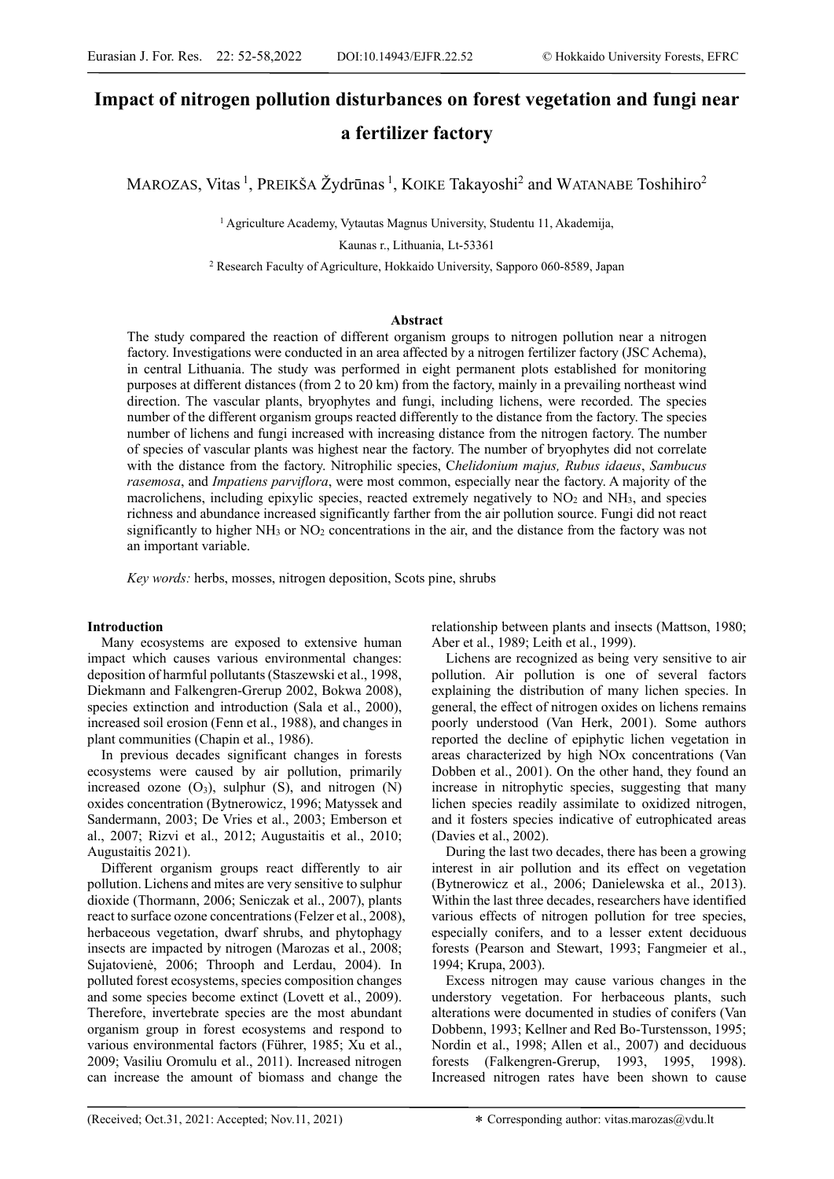# Impact of nitrogen pollution disturbances on forest vegetation and fungi near a fertilizer factory

MAROZAS, Vitas [1], PREIKŠA Žydrūnas [1], KOIKE Takayoshi[2] and WATANABE Toshihiro[2]

[1] Agriculture Academy, Vytautas Magnus University, Studentu 11, Akademija,

Kaunas r., Lithuania, Lt-53361

[2] Research Faculty of Agriculture, Hokkaido University, Sapporo 060-8589, Japan

## Abstract

The study compared the reaction of different organism groups to nitrogen pollution near a nitrogen factory. Investigations were conducted in an area affected by a nitrogen fertilizer factory (JSC Achema), in central Lithuania. The study was performed in eight permanent plots established for monitoring purposes at different distances (from 2 to 20 km) from the factory, mainly in a prevailing northeast wind direction. The vascular plants, bryophytes and fungi, including lichens, were recorded. The species number of the different organism groups reacted differently to the distance from the factory. The species number of lichens and fungi increased with increasing distance from the nitrogen factory. The number of species of vascular plants was highest near the factory. The number of bryophytes did not correlate with the distance from the factory. Nitrophilic species, C*helidonium majus, Rubus idaeus*, *Sambucus rasemosa*, and *Impatiens parviflora*, were most common, especially near the factory. A majority of the macrolichens, including epixylic species, reacted extremely negatively to $NO_2$ and $NH_3$, and species richness and abundance increased significantly farther from the air pollution source. Fungi did not react significantly to higher $NH_3$ or $NO_2$ concentrations in the air, and the distance from the factory was not an important variable.

*Key words:* herbs, mosses, nitrogen deposition, Scots pine, shrubs

## Introduction

Many ecosystems are exposed to extensive human impact which causes various environmental changes: deposition of harmful pollutants (Staszewski et al., 1998, Diekmann and Falkengren-Grerup 2002, Bokwa 2008), species extinction and introduction (Sala et al., 2000), increased soil erosion (Fenn et al., 1988), and changes in plant communities (Chapin et al., 1986).

In previous decades significant changes in forests ecosystems were caused by air pollution, primarily increased ozone ($O_3$), sulphur (S), and nitrogen (N) oxides concentration (Bytnerowicz, 1996; Matyssek and Sandermann, 2003; De Vries et al., 2003; Emberson et al., 2007; Rizvi et al., 2012; Augustaitis et al., 2010; Augustaitis 2021).

Different organism groups react differently to air pollution. Lichens and mites are very sensitive to sulphur dioxide (Thormann, 2006; Seniczak et al., 2007), plants react to surface ozone concentrations (Felzer et al., 2008), herbaceous vegetation, dwarf shrubs, and phytophagy insects are impacted by nitrogen (Marozas et al., 2008; Sujatovienė, 2006; Throoph and Lerdau, 2004). In polluted forest ecosystems, species composition changes and some species become extinct (Lovett et al., 2009). Therefore, invertebrate species are the most abundant organism group in forest ecosystems and respond to various environmental factors (Führer, 1985; Xu et al., 2009; Vasiliu Oromulu et al., 2011). Increased nitrogen can increase the amount of biomass and change the relationship between plants and insects (Mattson, 1980; Aber et al., 1989; Leith et al., 1999).

Lichens are recognized as being very sensitive to air pollution. Air pollution is one of several factors explaining the distribution of many lichen species. In general, the effect of nitrogen oxides on lichens remains poorly understood (Van Herk, 2001). Some authors reported the decline of epiphytic lichen vegetation in areas characterized by high NOx concentrations (Van Dobben et al., 2001). On the other hand, they found an increase in nitrophytic species, suggesting that many lichen species readily assimilate to oxidized nitrogen, and it fosters species indicative of eutrophicated areas (Davies et al., 2002).

During the last two decades, there has been a growing interest in air pollution and its effect on vegetation (Bytnerowicz et al., 2006; Danielewska et al., 2013). Within the last three decades, researchers have identified various effects of nitrogen pollution for tree species, especially conifers, and to a lesser extent deciduous forests (Pearson and Stewart, 1993; Fangmeier et al., 1994; Krupa, 2003).

Excess nitrogen may cause various changes in the understory vegetation. For herbaceous plants, such alterations were documented in studies of conifers (Van Dobbenn, 1993; Kellner and Red Bo-Turstensson, 1995; Nordin et al., 1998; Allen et al., 2007) and deciduous forests (Falkengren-Grerup, 1993, 1995, 1998). Increased nitrogen rates have been shown to cause

(Received; Oct.31, 2021: Accepted; Nov.11, 2021)

∗ Corresponding author: vitas.marozas@vdu.lt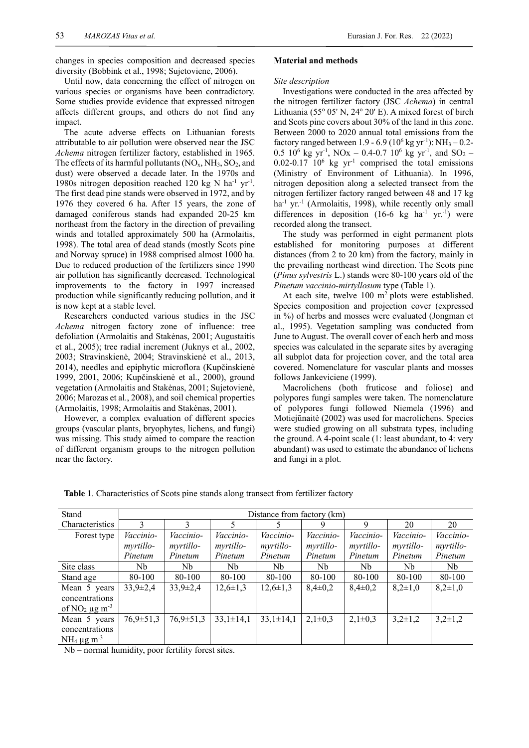changes in species composition and decreased species diversity (Bobbink et al., 1998; Sujetoviene, 2006).

Until now, data concerning the effect of nitrogen on various species or organisms have been contradictory. Some studies provide evidence that expressed nitrogen affects different groups, and others do not find any impact.

The acute adverse effects on Lithuanian forests attributable to air pollution were observed near the JSC *Achema* nitrogen fertilizer factory, established in 1965. The effects of its harmful pollutants ($NO_x$, $NH_3$, $SO_2$, and dust) were observed a decade later. In the 1970s and 1980s nitrogen deposition reached 120 kg N $ha^{-1}$ $yr^{-1}$. The first dead pine stands were observed in 1972, and by 1976 they covered 6 ha. After 15 years, the zone of damaged coniferous stands had expanded 20-25 km northeast from the factory in the direction of prevailing winds and totalled approximately 500 ha (Armolaitis, 1998). The total area of dead stands (mostly Scots pine and Norway spruce) in 1988 comprised almost 1000 ha. Due to reduced production of the fertilizers since 1990 air pollution has significantly decreased. Technological improvements to the factory in 1997 increased production while significantly reducing pollution, and it is now kept at a stable level.

Researchers conducted various studies in the JSC *Achema* nitrogen factory zone of influence: tree defoliation (Armolaitis and Stakėnas, 2001; Augustaitis et al., 2005); tree radial increment (Juknys et al., 2002, 2003; Stravinskienė, 2004; Stravinskienė et al., 2013, 2014), needles and epiphytic microflora (Kupčinskienė 1999, 2001, 2006; Kupčinskienė et al., 2000), ground vegetation (Armolaitis and Stakėnas, 2001; Sujetovienė, 2006; Marozas et al., 2008), and soil chemical properties (Armolaitis, 1998; Armolaitis and Stakėnas, 2001).

However, a complex evaluation of different species groups (vascular plants, bryophytes, lichens, and fungi) was missing. This study aimed to compare the reaction of different organism groups to the nitrogen pollution near the factory.

## Material and methods

*Site description*

Investigations were conducted in the area affected by the nitrogen fertilizer factory (JSC *Achema*) in central Lithuania (55º 05' N, 24º 20' E). A mixed forest of birch and Scots pine covers about 30% of the land in this zone. Between 2000 to 2020 annual total emissions from the factory ranged between 1.9 - 6.9 ($10^6$ kg $yr^{-1}$): $NH_3$ – 0.2-0.5 $10^6$ kg $yr^{-1}$, NOx – 0.4-0.7 $10^6$ kg $yr^{-1}$, and $SO_2$ – 0.02-0.17 $10^6$ kg $yr^{-1}$ comprised the total emissions (Ministry of Environment of Lithuania). In 1996, nitrogen deposition along a selected transect from the nitrogen fertilizer factory ranged between 48 and 17 kg $ha^{-1}$ $yr.^{-1}$ (Armolaitis, 1998), while recently only small differences in deposition (16-6 kg $ha^{-1}$ $yr.^{-1}$) were recorded along the transect.

The study was performed in eight permanent plots established for monitoring purposes at different distances (from 2 to 20 km) from the factory, mainly in the prevailing northeast wind direction. The Scots pine (*Pinus sylvestris* L.) stands were 80-100 years old of the *Pinetum vaccinio-mirtyllosum* type (Table 1).

At each site, twelve 100 $m^2$ plots were established. Species composition and projection cover (expressed in %) of herbs and mosses were evaluated (Jongman et al., 1995). Vegetation sampling was conducted from June to August. The overall cover of each herb and moss species was calculated in the separate sites by averaging all subplot data for projection cover, and the total area covered. Nomenclature for vascular plants and mosses follows Jankeviciene (1999).

Macrolichens (both fruticose and foliose) and polypores fungi samples were taken. The nomenclature of polypores fungi followed Niemela (1996) and Motiejūnaitė (2002) was used for macrolichens. Species were studied growing on all substrata types, including the ground. A 4-point scale (1: least abundant, to 4: very abundant) was used to estimate the abundance of lichens and fungi in a plot.

**Table 1**. Characteristics of Scots pine stands along transect from fertilizer factory

| Stand Characteristics | Distance from factory (km) | | | | | | | |
|---|---|---|---|---|---|---|---|---|
| | 3 | 3 | 5 | 5 | 9 | 9 | 20 | 20 |
| Forest type | *Vaccinio-myrtillo-Pinetum* | *Vaccinio-myrtillo-Pinetum* | *Vaccinio-myrtillo-Pinetum* | *Vaccinio-myrtillo-Pinetum* | *Vaccinio-myrtillo-Pinetum* | *Vaccinio-myrtillo-Pinetum* | *Vaccinio-myrtillo-Pinetum* | *Vaccinio-myrtillo-Pinetum* |
| Site class | Nb | Nb | Nb | Nb | Nb | Nb | Nb | Nb |
| Stand age | 80-100 | 80-100 | 80-100 | 80-100 | 80-100 | 80-100 | 80-100 | 80-100 |
| Mean 5 years concentrations of $NO_2$ μg $m^{-3}$ | 33,9±2,4 | 33,9±2,4 | 12,6±1,3 | 12,6±1,3 | 8,4±0,2 | 8,4±0,2 | 8,2±1,0 | 8,2±1,0 |
| Mean 5 years concentrations $NH_4$ μg $m^{-3}$ | 76,9±51,3 | 76,9±51,3 | 33,1±14,1 | 33,1±14,1 | 2,1±0,3 | 2,1±0,3 | 3,2±1,2 | 3,2±1,2 |

Nb – normal humidity, poor fertility forest sites.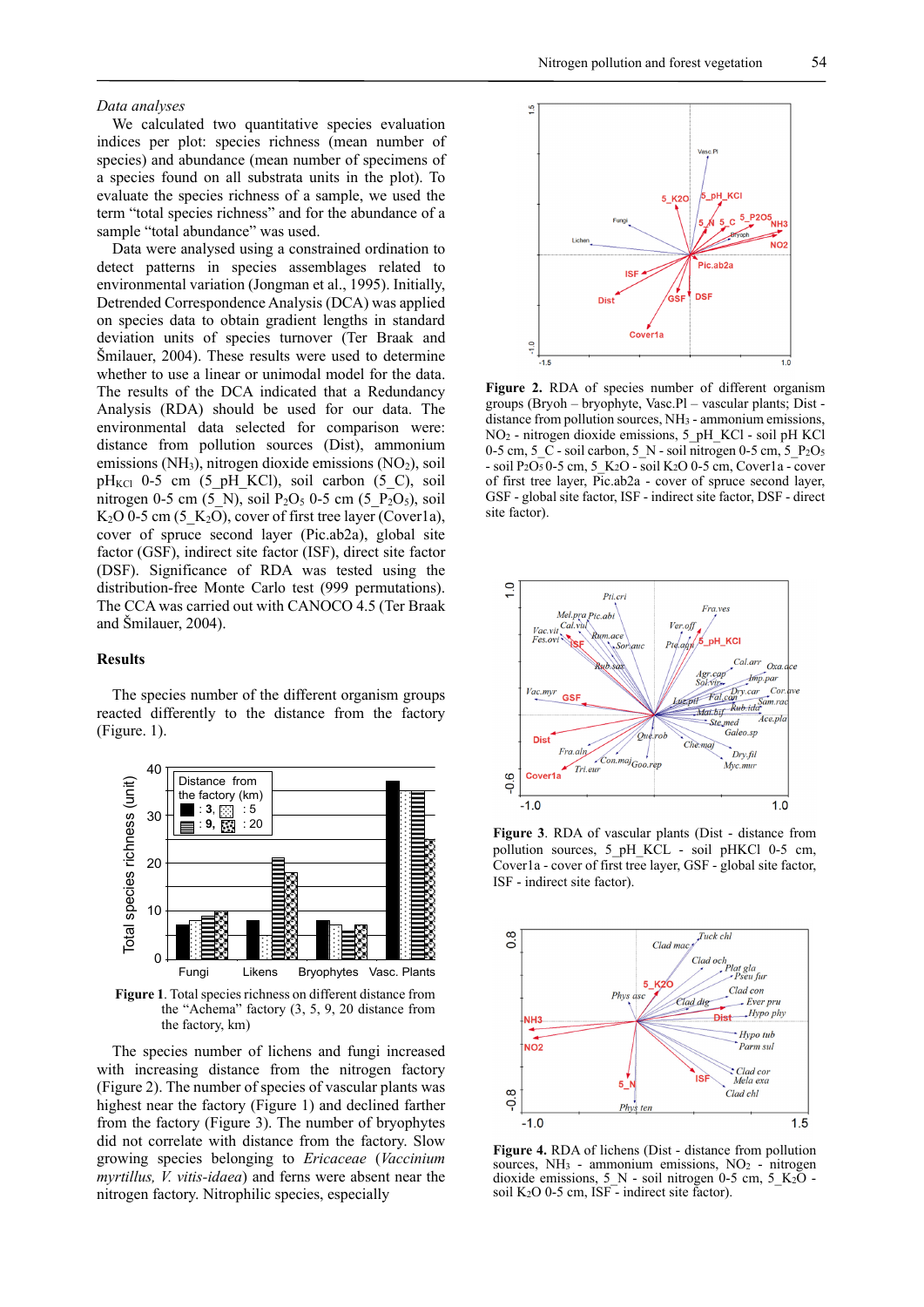*Data analyses*

We calculated two quantitative species evaluation indices per plot: species richness (mean number of species) and abundance (mean number of specimens of a species found on all substrata units in the plot). To evaluate the species richness of a sample, we used the term "total species richness" and for the abundance of a sample "total abundance" was used.

Data were analysed using a constrained ordination to detect patterns in species assemblages related to environmental variation (Jongman et al., 1995). Initially, Detrended Correspondence Analysis (DCA) was applied on species data to obtain gradient lengths in standard deviation units of species turnover (Ter Braak and Šmilauer, 2004). These results were used to determine whether to use a linear or unimodal model for the data. The results of the DCA indicated that a Redundancy Analysis (RDA) should be used for our data. The environmental data selected for comparison were: distance from pollution sources (Dist), ammonium emissions ($NH_3$), nitrogen dioxide emissions ($NO_2$), soil $pH_{KCl}$ 0-5 cm (5_pH_KCl), soil carbon (5_C), soil nitrogen 0-5 cm (5_N), soil $P_2O_5$ 0-5 cm (5_$P_2O_5$), soil $K_2O$ 0-5 cm (5_$K_2O$), cover of first tree layer (Cover1a), cover of spruce second layer (Pic.ab2a), global site factor (GSF), indirect site factor (ISF), direct site factor (DSF). Significance of RDA was tested using the distribution-free Monte Carlo test (999 permutations). The CCA was carried out with CANOCO 4.5 (Ter Braak and Šmilauer, 2004).

## Results

The species number of the different organism groups reacted differently to the distance from the factory (Figure. 1).

**Figure 1**. Total species richness on different distance from the "Achema" factory (3, 5, 9, 20 distance from the factory, km)

The species number of lichens and fungi increased with increasing distance from the nitrogen factory (Figure 2). The number of species of vascular plants was highest near the factory (Figure 1) and declined farther from the factory (Figure 3). The number of bryophytes did not correlate with distance from the factory. Slow growing species belonging to *Ericaceae* (*Vaccinium myrtillus, V. vitis-idaea*) and ferns were absent near the nitrogen factory. Nitrophilic species, especially

**Figure 2.** RDA of species number of different organism groups (Bryoh – bryophyte, Vasc.Pl – vascular plants; Dist - distance from pollution sources, $NH_3$ - ammonium emissions, $NO_2$ - nitrogen dioxide emissions, 5_pH_KCl - soil pH KCl 0-5 cm, 5_C - soil carbon, 5_N - soil nitrogen 0-5 cm, 5_$P_2O_5$ - soil $P_2O_5$ 0-5 cm, 5_$K_2O$ - soil $K_2O$ 0-5 cm, Cover1a - cover of first tree layer, Pic.ab2a - cover of spruce second layer, GSF - global site factor, ISF - indirect site factor, DSF - direct site factor).

**Figure 3**. RDA of vascular plants (Dist - distance from pollution sources, 5_pH_KCL - soil pHKCl 0-5 cm, Cover1a - cover of first tree layer, GSF - global site factor, ISF - indirect site factor).

**Figure 4.** RDA of lichens (Dist - distance from pollution sources, $NH_3$ - ammonium emissions, $NO_2$ - nitrogen dioxide emissions, 5_N - soil nitrogen 0-5 cm, 5_$K_2O$ - soil $K_2O$ 0-5 cm, ISF - indirect site factor).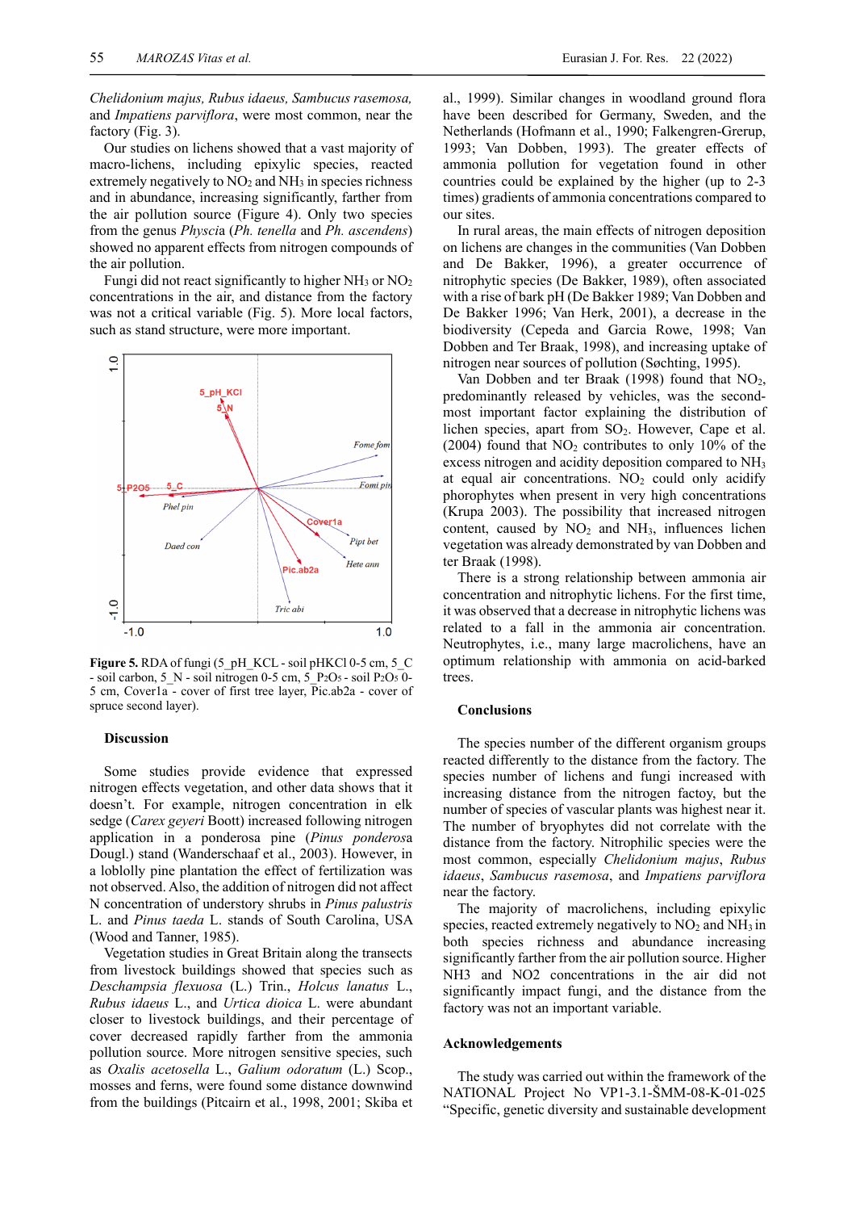*Chelidonium majus, Rubus idaeus, Sambucus rasemosa,* and *Impatiens parviflora*, were most common, near the factory (Fig. 3).

Our studies on lichens showed that a vast majority of macro-lichens, including epixylic species, reacted extremely negatively to $NO_2$ and $NH_3$ in species richness and in abundance, increasing significantly, farther from the air pollution source (Figure 4). Only two species from the genus *Physci*a (*Ph. tenella* and *Ph. ascendens*) showed no apparent effects from nitrogen compounds of the air pollution.

Fungi did not react significantly to higher $NH_3$ or $NO_2$ concentrations in the air, and distance from the factory was not a critical variable (Fig. 5). More local factors, such as stand structure, were more important.

**Figure 5.** RDA of fungi (5_pH_KCL - soil pHKCl 0-5 cm, 5_C - soil carbon, 5_N - soil nitrogen 0-5 cm, 5_P2O5 - soil $P_2O_5$ 0-5 cm, Cover1a - cover of first tree layer, Pic.ab2a - cover of spruce second layer).

## Discussion

Some studies provide evidence that expressed nitrogen effects vegetation, and other data shows that it doesn't. For example, nitrogen concentration in elk sedge (*Carex geyeri* Boott) increased following nitrogen application in a ponderosa pine (*Pinus ponderosa* Dougl.) stand (Wanderschaef et al., 2003). However, in a loblolly pine plantation the effect of fertilization was not observed. Also, the addition of nitrogen did not affect N concentration of understory shrubs in *Pinus palustris* L. and *Pinus taeda* L. stands of South Carolina, USA (Wood and Tanner, 1985).

Vegetation studies in Great Britain along the transects from livestock buildings showed that species such as *Deschampsia flexuosa* (L.) Trin., *Holcus lanatus* L., *Rubus idaeus* L., and *Urtica dioica* L. were abundant closer to livestock buildings, and their percentage of cover decreased rapidly farther from the ammonia pollution source. More nitrogen sensitive species, such as *Oxalis acetosella* L., *Galium odoratum* (L.) Scop., mosses and ferns, were found some distance downwind from the buildings (Pitcairn et al., 1998, 2001; Skiba et al., 1999). Similar changes in woodland ground flora have been described for Germany, Sweden, and the Netherlands (Hofmann et al., 1990; Falkengren-Grerup, 1993; Van Dobben, 1993). The greater effects of ammonia pollution for vegetation found in other countries could be explained by the higher (up to 2-3 times) gradients of ammonia concentrations compared to our sites.

In rural areas, the main effects of nitrogen deposition on lichens are changes in the communities (Van Dobben and De Bakker, 1996), a greater occurrence of nitrophytic species (De Bakker, 1989), often associated with a rise of bark pH (De Bakker 1989; Van Dobben and De Bakker 1996; Van Herk, 2001), a decrease in the biodiversity (Cepeda and Garcia Rowe, 1998; Van Dobben and Ter Braak, 1998), and increasing uptake of nitrogen near sources of pollution (Søchting, 1995).

Van Dobben and ter Braak (1998) found that $NO_2$, predominantly released by vehicles, was the second-most important factor explaining the distribution of lichen species, apart from $SO_2$. However, Cape et al. (2004) found that $NO_2$ contributes to only 10% of the excess nitrogen and acidity deposition compared to $NH_3$ at equal air concentrations. $NO_2$ could only acidify phorophytes when present in very high concentrations (Krupa 2003). The possibility that increased nitrogen content, caused by $NO_2$ and $NH_3$, influences lichen vegetation was already demonstrated by van Dobben and ter Braak (1998).

There is a strong relationship between ammonia air concentration and nitrophytic lichens. For the first time, it was observed that a decrease in nitrophytic lichens was related to a fall in the ammonia air concentration. Neutrophytes, i.e., many large macrolichens, have an optimum relationship with ammonia on acid-barked trees.

## Conclusions

The species number of the different organism groups reacted differently to the distance from the factory. The species number of lichens and fungi increased with increasing distance from the nitrogen factoy, but the number of species of vascular plants was highest near it. The number of bryophytes did not correlate with the distance from the factory. Nitrophilic species were the most common, especially *Chelidonium majus*, *Rubus idaeus*, *Sambucus rasemosa*, and *Impatiens parviflora* near the factory.

The majority of macrolichens, including epixylic species, reacted extremely negatively to $NO_2$ and $NH_3$ in both species richness and abundance increasing significantly farther from the air pollution source. Higher NH3 and NO2 concentrations in the air did not significantly impact fungi, and the distance from the factory was not an important variable.

## Acknowledgements

The study was carried out within the framework of the NATIONAL Project No VP1-3.1-ŠMM-08-K-01-025 "Specific, genetic diversity and sustainable development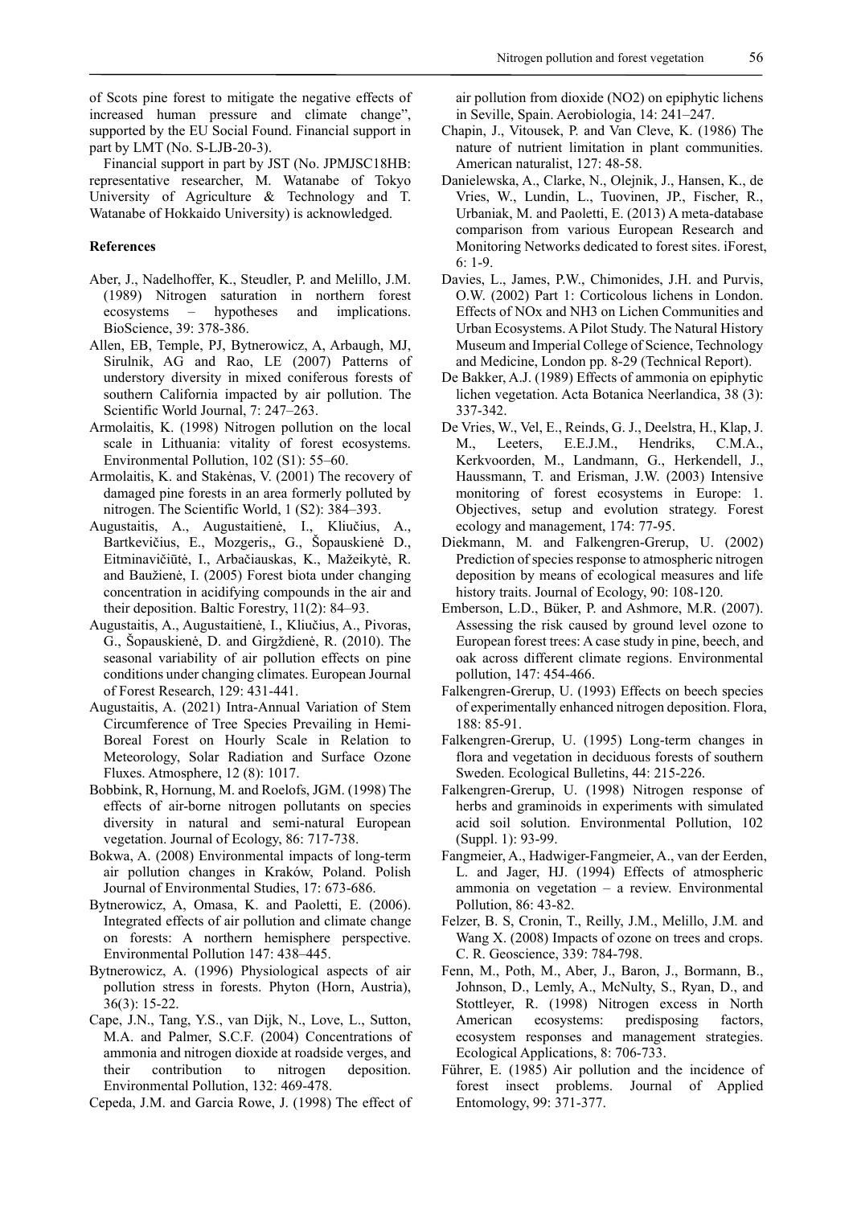of Scots pine forest to mitigate the negative effects of increased human pressure and climate change", supported by the EU Social Found. Financial support in part by LMT (No. S-LJB-20-3).

Financial support in part by JST (No. JPMJSC18HB: representative researcher, M. Watanabe of Tokyo University of Agriculture & Technology and T. Watanabe of Hokkaido University) is acknowledged.

**References**

Aber, J., Nadelhoffer, K., Steudler, P. and Melillo, J.M. (1989) Nitrogen saturation in northern forest ecosystems – hypotheses and implications. BioScience, 39: 378-386.

Allen, EB, Temple, PJ, Bytnerowicz, A, Arbaugh, MJ, Sirulnik, AG and Rao, LE (2007) Patterns of understory diversity in mixed coniferous forests of southern California impacted by air pollution. The Scientific World Journal, 7: 247–263.

Armolaitis, K. (1998) Nitrogen pollution on the local scale in Lithuania: vitality of forest ecosystems. Environmental Pollution, 102 (S1): 55–60.

Armolaitis, K. and Stakėnas, V. (2001) The recovery of damaged pine forests in an area formerly polluted by nitrogen. The Scientific World, 1 (S2): 384–393.

Augustaitis, A., Augustaitienė, I., Kliučius, A., Bartkevičius, E., Mozgeris,, G., Šopauskienė D., Eitminavičiūtė, I., Arbačiauskas, K., Mažeikytė, R. and Baužienė, I. (2005) Forest biota under changing concentration in acidifying compounds in the air and their deposition. Baltic Forestry, 11(2): 84–93.

Augustaitis, A., Augustaitienė, I., Kliučius, A., Pivoras, G., Šopauskienė, D. and Girgždienė, R. (2010). The seasonal variability of air pollution effects on pine conditions under changing climates. European Journal of Forest Research, 129: 431-441.

Augustaitis, A. (2021) Intra-Annual Variation of Stem Circumference of Tree Species Prevailing in Hemi-Boreal Forest on Hourly Scale in Relation to Meteorology, Solar Radiation and Surface Ozone Fluxes. Atmosphere, 12 (8): 1017.

Bobbink, R, Hornung, M. and Roelofs, JGM. (1998) The effects of air-borne nitrogen pollutants on species diversity in natural and semi-natural European vegetation. Journal of Ecology, 86: 717-738.

Bokwa, A. (2008) Environmental impacts of long-term air pollution changes in Kraków, Poland. Polish Journal of Environmental Studies, 17: 673-686.

Bytnerowicz, A, Omasa, K. and Paoletti, E. (2006). Integrated effects of air pollution and climate change on forests: A northern hemisphere perspective. Environmental Pollution 147: 438–445.

Bytnerowicz, A. (1996) Physiological aspects of air pollution stress in forests. Phyton (Horn, Austria), 36(3): 15-22.

Cape, J.N., Tang, Y.S., van Dijk, N., Love, L., Sutton, M.A. and Palmer, S.C.F. (2004) Concentrations of ammonia and nitrogen dioxide at roadside verges, and their contribution to nitrogen deposition. Environmental Pollution, 132: 469-478.

Cepeda, J.M. and Garcia Rowe, J. (1998) The effect of air pollution from dioxide (NO2) on epiphytic lichens in Seville, Spain. Aerobiologia, 14: 241–247.

Chapin, J., Vitousek, P. and Van Cleve, K. (1986) The nature of nutrient limitation in plant communities. American naturalist, 127: 48-58.

Danielewska, A., Clarke, N., Olejnik, J., Hansen, K., de Vries, W., Lundin, L., Tuovinen, JP., Fischer, R., Urbaniak, M. and Paoletti, E. (2013) A meta-database comparison from various European Research and Monitoring Networks dedicated to forest sites. iForest, 6: 1-9.

Davies, L., James, P.W., Chimonides, J.H. and Purvis, O.W. (2002) Part 1: Corticolous lichens in London. Effects of NOx and NH3 on Lichen Communities and Urban Ecosystems. A Pilot Study. The Natural History Museum and Imperial College of Science, Technology and Medicine, London pp. 8-29 (Technical Report).

De Bakker, A.J. (1989) Effects of ammonia on epiphytic lichen vegetation. Acta Botanica Neerlandica, 38 (3): 337-342.

De Vries, W., Vel, E., Reinds, G. J., Deelstra, H., Klap, J. M., Leeters, E.E.J.M., Hendriks, C.M.A., Kerkvoorden, M., Landmann, G., Herkendell, J., Haussmann, T. and Erisman, J.W. (2003) Intensive monitoring of forest ecosystems in Europe: 1. Objectives, setup and evolution strategy. Forest ecology and management, 174: 77-95.

Diekmann, M. and Falkengren-Grerup, U. (2002) Prediction of species response to atmospheric nitrogen deposition by means of ecological measures and life history traits. Journal of Ecology, 90: 108-120.

Emberson, L.D., Büker, P. and Ashmore, M.R. (2007). Assessing the risk caused by ground level ozone to European forest trees: A case study in pine, beech, and oak across different climate regions. Environmental pollution, 147: 454-466.

Falkengren-Grerup, U. (1993) Effects on beech species of experimentally enhanced nitrogen deposition. Flora, 188: 85-91.

Falkengren-Grerup, U. (1995) Long-term changes in flora and vegetation in deciduous forests of southern Sweden. Ecological Bulletins, 44: 215-226.

Falkengren-Grerup, U. (1998) Nitrogen response of herbs and graminoids in experiments with simulated acid soil solution. Environmental Pollution, 102 (Suppl. 1): 93-99.

Fangmeier, A., Hadwiger-Fangmeier, A., van der Eerden, L. and Jager, HJ. (1994) Effects of atmospheric ammonia on vegetation – a review. Environmental Pollution, 86: 43-82.

Felzer, B. S, Cronin, T., Reilly, J.M., Melillo, J.M. and Wang X. (2008) Impacts of ozone on trees and crops. C. R. Geoscience, 339: 784-798.

Fenn, M., Poth, M., Aber, J., Baron, J., Bormann, B., Johnson, D., Lemly, A., McNulty, S., Ryan, D., and Stottleyer, R. (1998) Nitrogen excess in North American ecosystems: predisposing factors, ecosystem responses and management strategies. Ecological Applications, 8: 706-733.

Führer, E. (1985) Air pollution and the incidence of forest insect problems. Journal of Applied Entomology, 99: 371-377.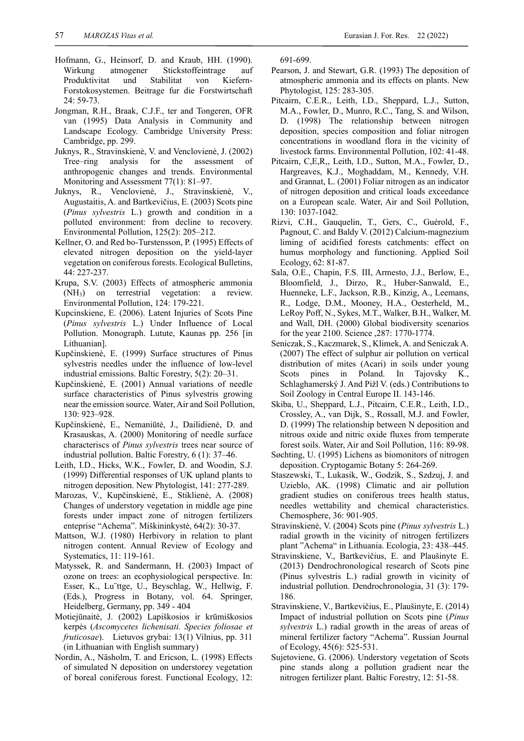Hofmann, G., Heinsorf, D. and Kraub, HH. (1990). Wirkung atmogener Stickstoffeintrage auf Produktivitat und Stabilitat von Kiefern-Forstokosystemen. Beitrage fur die Forstwirtschaft 24: 59-73.

Jongman, R.H., Braak, C.J.F., ter and Tongeren, OFR van (1995) Data Analysis in Community and Landscape Ecology. Cambridge University Press: Cambridge, pp. 299.

Juknys, R., Stravinskienė, V. and Vencloviene, J. (2002) Tree–ring analysis for the assessment of anthropogenic changes and trends. Environmental Monitoring and Assessment 77(1): 81–97.

Juknys, R., Venclovienė, J., Stravinskienė, V., Augustaitis, A. and Bartkevičius, E. (2003) Scots pine (*Pinus sylvestris* L.) growth and condition in a polluted environment: from decline to recovery. Environmental Pollution, 125(2): 205–212.

Kellner, O. and Red bo-Turstensson, P. (1995) Effects of elevated nitrogen deposition on the yield-layer vegetation on coniferous forests. Ecological Bulletins, 44: 227-237.

Krupa, S.V. (2003) Effects of atmospheric ammonia ($NH_3$) on terrestrial vegetation: a review. Environmental Pollution, 124: 179-221.

Kupcinskiene, E. (2006). Latent Injuries of Scots Pine (*Pinus sylvestris* L.) Under Influence of Local Pollution. Monograph. Lutute, Kaunas pp. 256 [in Lithuanian].

Kupčinskienė, E. (1999) Surface structures of Pinus sylvestris needles under the influence of low-level industrial emissions. Baltic Forestry, 5(2): 20–31.

Kupčinskienė, E. (2001) Annual variations of needle surface characteristics of Pinus sylvestris growing near the emission source. Water, Air and Soil Pollution, 130: 923–928.

Kupčinskienė, E., Nemaniūtė, J., Dailidienė, D. and Krasauskas, A. (2000) Monitoring of needle surface characteriscs of *Pinus sylvestris* trees near source of industrial pollution. Baltic Forestry, 6 (1): 37–46.

Leith, I.D., Hicks, W.K., Fowler, D. and Woodin, S.J. (1999) Differential responses of UK upland plants to nitrogen deposition. New Phytologist, 141: 277-289.

Marozas, V., Kupčinskienė, E., Stiklienė, A. (2008) Changes of understory vegetation in middle age pine forests under impact zone of nitrogen fertilizers enteprise "Achema". Miškininkystė, 64(2): 30-37.

Mattson, W.J. (1980) Herbivory in relation to plant nitrogen content. Annual Review of Ecology and Systematics, 11: 119-161.

Matyssek, R. and Sandermann, H. (2003) Impact of ozone on trees: an ecophysiological perspective. In: Esser, K., Lu¨ttge, U., Beyschlag, W., Hellwig, F. (Eds.), Progress in Botany, vol. 64. Springer, Heidelberg, Germany, pp. 349 - 404

Motiejūnaitė, J. (2002) Lapiškosios ir krūmiškosios kerpės (*Ascomycetes lichenisati. Species foliosae et fruticosae*). Lietuvos grybai: 13(1) Vilnius, pp. 311 (in Lithuanian with English summary)

Nordin, A., Näsholm, T. and Ericson, L. (1998) Effects of simulated N deposition on understorey vegetation of boreal coniferous forest. Functional Ecology, 12: 691-699.

Pearson, J. and Stewart, G.R. (1993) The deposition of atmospheric ammonia and its effects on plants. New Phytologist, 125: 283-305.

Pitcairn, C.E.R., Leith, I.D., Sheppard, L.J., Sutton, M.A., Fowler, D., Munro, R.C., Tang, S. and Wilson, D. (1998) The relationship between nitrogen deposition, species composition and foliar nitrogen concentrations in woodland flora in the vicinity of livestock farms. Environmental Pollution, 102: 41-48.

Pitcairn, C,E,R,, Leith, I.D., Sutton, M.A., Fowler, D., Hargreaves, K.J., Moghaddam, M., Kennedy, V.H. and Grannat, L. (2001) Foliar nitrogen as an indicator of nitrogen deposition and critical loads exceedance on a European scale. Water, Air and Soil Pollution, 130: 1037-1042.

Rizvi, C.H., Gauquelin, T., Gers, C., Guérold, F., Pagnout, C. and Baldy V. (2012) Calcium-magnezium liming of acidified forests catchments: effect on humus morphology and functioning. Applied Soil Ecology, 62: 81-87.

Sala, O.E., Chapin, F.S. III, Armesto, J.J., Berlow, E., Bloomfield, J., Dirzo, R., Huber-Sanwald, E., Huenneke, L.F., Jackson, R.B., Kinzig, A., Leemans, R., Lodge, D.M., Mooney, H.A., Oesterheld, M., LeRoy Poff, N., Sykes, M.T., Walker, B.H., Walker, M. and Wall, DH. (2000) Global biodiversity scenarios for the year 2100. Science ,287: 1770-1774.

Seniczak, S., Kaczmarek, S., Klimek, A. and Seniczak A. (2007) The effect of sulphur air pollution on vertical distribution of mites (Acari) in soils under young Scots pines in Poland. In Tajovsky K., Schlaghamerský J. And Pižl V. (eds.) Contributions to Soil Zoology in Central Europe II. 143-146.

Skiba, U., Sheppard, L.J., Pitcairn, C.E.R., Leith, I.D., Crossley, A., van Dijk, S., Rossall, M.J. and Fowler, D. (1999) The relationship between N deposition and nitrous oxide and nitric oxide fluxes from temperate forest soils. Water, Air and Soil Pollution, 116: 89-98.

Søchting, U. (1995) Lichens as biomonitors of nitrogen deposition. Cryptogamic Botany 5: 264-269.

Staszewski, T., Lukasik, W., Godzik, S., Szdzuj, J. and Uzieblo, AK. (1998) Climatic and air pollution gradient studies on coniferous trees health status, needles wettability and chemical characteristics. Chemosphere, 36: 901-905.

Stravinskienė, V. (2004) Scots pine (*Pinus sylvestris* L.) radial growth in the vicinity of nitrogen fertilizers plant "Achema" in Lithuania. Ecologia, 23: 438–445.

Stravinskiene, V., Bartkevičius, E. and Plaušinyte E. (2013) Dendrochronological research of Scots pine (Pinus sylvestris L.) radial growth in vicinity of industrial pollution. Dendrochronologia, 31 (3): 179-186.

Stravinskiene, V., Bartkevičius, E., Plaušinyte, E. (2014) Impact of industrial pollution on Scots pine (*Pinus sylvestris* L.) radial growth in the areas of areas of mineral fertilizer factory "Achema". Russian Journal of Ecology, 45(6): 525-531.

Sujetoviene, G. (2006). Understory vegetation of Scots pine stands along a pollution gradient near the nitrogen fertilizer plant. Baltic Forestry, 12: 51-58.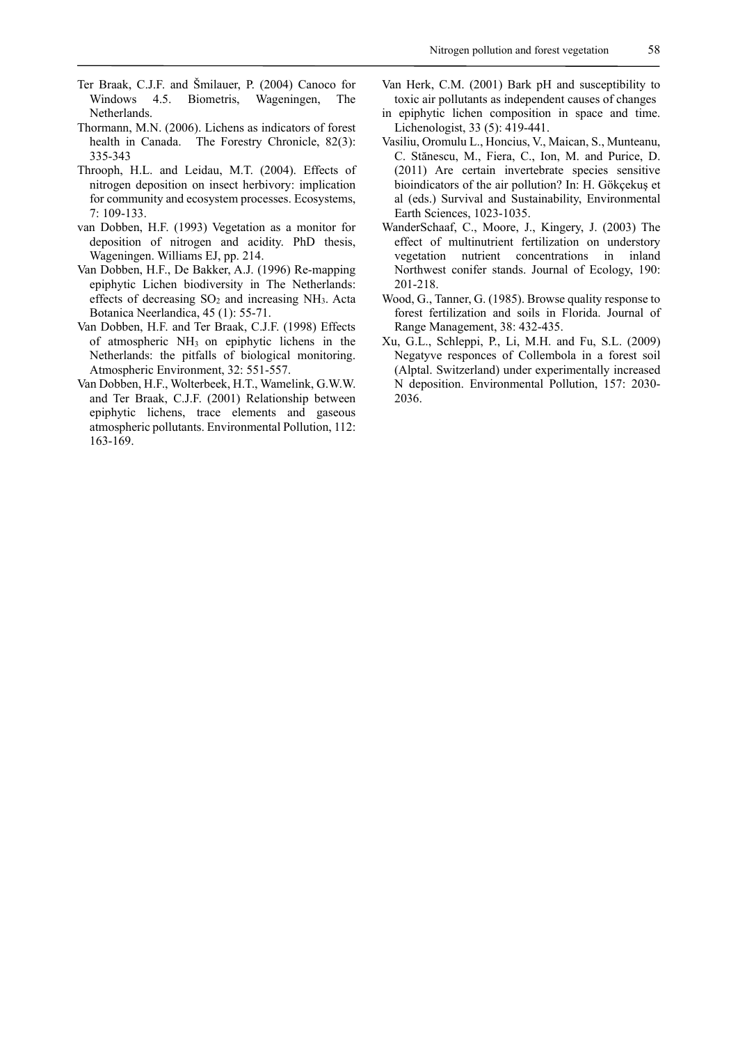Ter Braak, C.J.F. and Šmilauer, P. (2004) Canoco for Windows 4.5. Biometris, Wageningen, The Netherlands.

Thormann, M.N. (2006). Lichens as indicators of forest health in Canada. The Forestry Chronicle, 82(3): 335-343

Throoph, H.L. and Leidau, M.T. (2004). Effects of nitrogen deposition on insect herbivory: implication for community and ecosystem processes. Ecosystems, 7: 109-133.

van Dobben, H.F. (1993) Vegetation as a monitor for deposition of nitrogen and acidity. PhD thesis, Wageningen. Williams EJ, pp. 214.

Van Dobben, H.F., De Bakker, A.J. (1996) Re-mapping epiphytic Lichen biodiversity in The Netherlands: effects of decreasing $SO_2$ and increasing $NH_3$. Acta Botanica Neerlandica, 45 (1): 55-71.

Van Dobben, H.F. and Ter Braak, C.J.F. (1998) Effects of atmospheric $NH_3$ on epiphytic lichens in the Netherlands: the pitfalls of biological monitoring. Atmospheric Environment, 32: 551-557.

Van Dobben, H.F., Wolterbeek, H.T., Wamelink, G.W.W. and Ter Braak, C.J.F. (2001) Relationship between epiphytic lichens, trace elements and gaseous atmospheric pollutants. Environmental Pollution, 112: 163-169.

Van Herk, C.M. (2001) Bark pH and susceptibility to toxic air pollutants as independent causes of changes in epiphytic lichen composition in space and time. Lichenologist, 33 (5): 419-441.

Vasiliu, Oromulu L., Honcius, V., Maican, S., Munteanu, C. Stănescu, M., Fiera, C., Ion, M. and Purice, D. (2011) Are certain invertebrate species sensitive bioindicators of the air pollution? In: H. Gökçekuş et al (eds.) Survival and Sustainability, Environmental Earth Sciences, 1023-1035.

WanderSchaaf, C., Moore, J., Kingery, J. (2003) The effect of multinutrient fertilization on understory vegetation nutrient concentrations in inland Northwest conifer stands. Journal of Ecology, 190: 201-218.

Wood, G., Tanner, G. (1985). Browse quality response to forest fertilization and soils in Florida. Journal of Range Management, 38: 432-435.

Xu, G.L., Schleppi, P., Li, M.H. and Fu, S.L. (2009) Negatyve responces of Collembola in a forest soil (Alptal. Switzerland) under experimentally increased N deposition. Environmental Pollution, 157: 2030-2036.